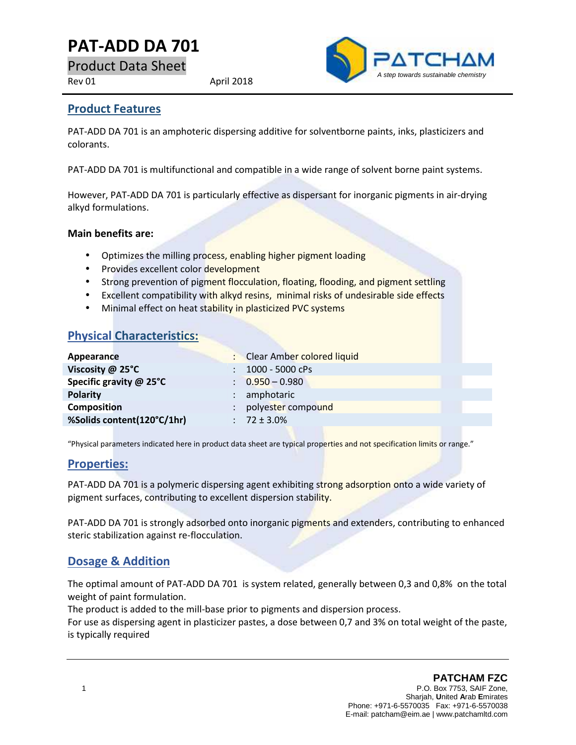# PAT-ADD DA 701

Product Data Sheet

Rev 01 April 2018

PATCHAM
*A step towards sustainable chemistry*

## Product Features

PAT-ADD DA 701 is an amphoteric dispersing additive for solventborne paints, inks, plasticizers and colorants.

PAT-ADD DA 701 is multifunctional and compatible in a wide range of solvent borne paint systems.

However, PAT-ADD DA 701 is particularly effective as dispersant for inorganic pigments in air-drying alkyd formulations.

**Main benefits are:**

- Optimizes the milling process, enabling higher pigment loading
- Provides excellent color development
- Strong prevention of pigment flocculation, floating, flooding, and pigment settling
- Excellent compatibility with alkyd resins, minimal risks of undesirable side effects
- Minimal effect on heat stability in plasticized PVC systems

## Physical Characteristics:

| | | |
|---|---|---|
| **Appearance** | : | Clear Amber colored liquid |
| **Viscosity @ 25°C** | : | 1000 - 5000 cPs |
| **Specific gravity @ 25°C** | : | 0.950 – 0.980 |
| **Polarity** | : | amphotaric |
| **Composition** | : | polyester compound |
| **%Solids content(120°C/1hr)** | : | 72 ± 3.0% |

"Physical parameters indicated here in product data sheet are typical properties and not specification limits or range."

## Properties:

PAT-ADD DA 701 is a polymeric dispersing agent exhibiting strong adsorption onto a wide variety of pigment surfaces, contributing to excellent dispersion stability.

PAT-ADD DA 701 is strongly adsorbed onto inorganic pigments and extenders, contributing to enhanced steric stabilization against re-flocculation.

## Dosage & Addition

The optimal amount of PAT-ADD DA 701 is system related, generally between 0,3 and 0,8% on the total weight of paint formulation.
The product is added to the mill-base prior to pigments and dispersion process.
For use as dispersing agent in plasticizer pastes, a dose between 0,7 and 3% on total weight of the paste, is typically required

**PATCHAM FZC**
P.O. Box 7753, SAIF Zone,
Sharjah, **U**nited **A**rab **E**mirates
Phone: +971-6-5570035 Fax: +971-6-5570038
E-mail: patcham@eim.ae | www.patchamltd.com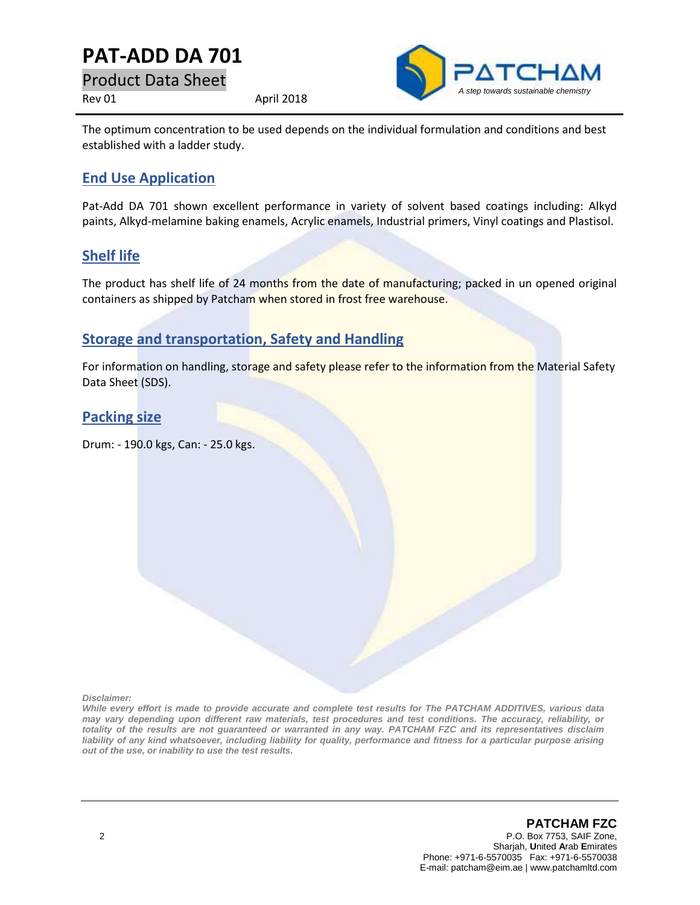The optimum concentration to be used depends on the individual formulation and conditions and best established with a ladder study.

## End Use Application

Pat-Add DA 701 shown excellent performance in variety of solvent based coatings including: Alkyd paints, Alkyd-melamine baking enamels, Acrylic enamels, Industrial primers, Vinyl coatings and Plastisol.

## Shelf life

The product has shelf life of 24 months from the date of manufacturing; packed in un opened original containers as shipped by Patcham when stored in frost free warehouse.

## Storage and transportation, Safety and Handling

For information on handling, storage and safety please refer to the information from the Material Safety Data Sheet (SDS).

## Packing size

Drum: - 190.0 kgs, Can: - 25.0 kgs.

***Disclaimer:***

***While every effort is made to provide accurate and complete test results for The PATCHAM ADDITIVES, various data may vary depending upon different raw materials, test procedures and test conditions. The accuracy, reliability, or totality of the results are not guaranteed or warranted in any way. PATCHAM FZC and its representatives disclaim liability of any kind whatsoever, including liability for quality, performance and fitness for a particular purpose arising out of the use, or inability to use the test results.***

**PATCHAM FZC**
P.O. Box 7753, SAIF Zone,
Sharjah, **U**nited **A**rab **E**mirates
Phone: +971-6-5570035 Fax: +971-6-5570038
E-mail: patcham@eim.ae | www.patchamltd.com